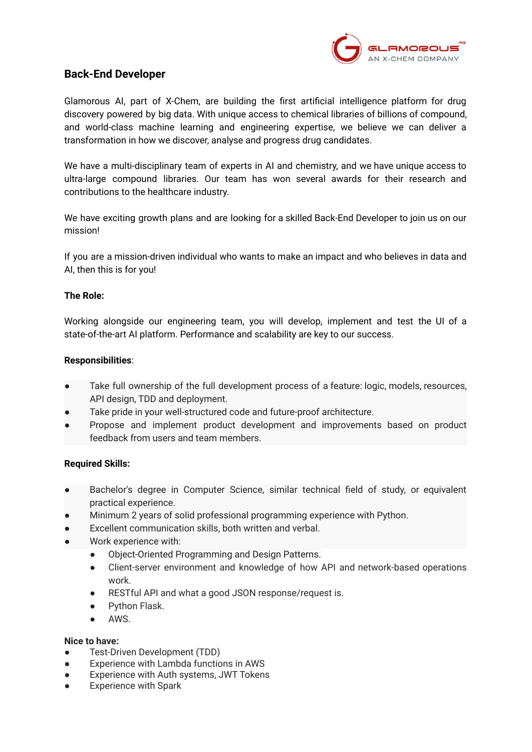# Back-End Developer

Glamorous AI, part of X-Chem, are building the first artificial intelligence platform for drug discovery powered by big data. With unique access to chemical libraries of billions of compound, and world-class machine learning and engineering expertise, we believe we can deliver a transformation in how we discover, analyse and progress drug candidates.

We have a multi-disciplinary team of experts in AI and chemistry, and we have unique access to ultra-large compound libraries. Our team has won several awards for their research and contributions to the healthcare industry.

We have exciting growth plans and are looking for a skilled Back-End Developer to join us on our mission!

If you are a mission-driven individual who wants to make an impact and who believes in data and AI, then this is for you!

**The Role:**

Working alongside our engineering team, you will develop, implement and test the UI of a state-of-the-art AI platform. Performance and scalability are key to our success.

**Responsibilities**:

- Take full ownership of the full development process of a feature: logic, models, resources, API design, TDD and deployment.
- Take pride in your well-structured code and future-proof architecture.
- Propose and implement product development and improvements based on product feedback from users and team members.

**Required Skills:**

- Bachelor's degree in Computer Science, similar technical field of study, or equivalent practical experience.
- Minimum 2 years of solid professional programming experience with Python.
- Excellent communication skills, both written and verbal.
- Work experience with:
  - Object-Oriented Programming and Design Patterns.
  - Client-server environment and knowledge of how API and network-based operations work.
  - RESTful API and what a good JSON response/request is.
  - Python Flask.
  - AWS.

**Nice to have:**

- Test-Driven Development (TDD)
- Experience with Lambda functions in AWS
- Experience with Auth systems, JWT Tokens
- Experience with Spark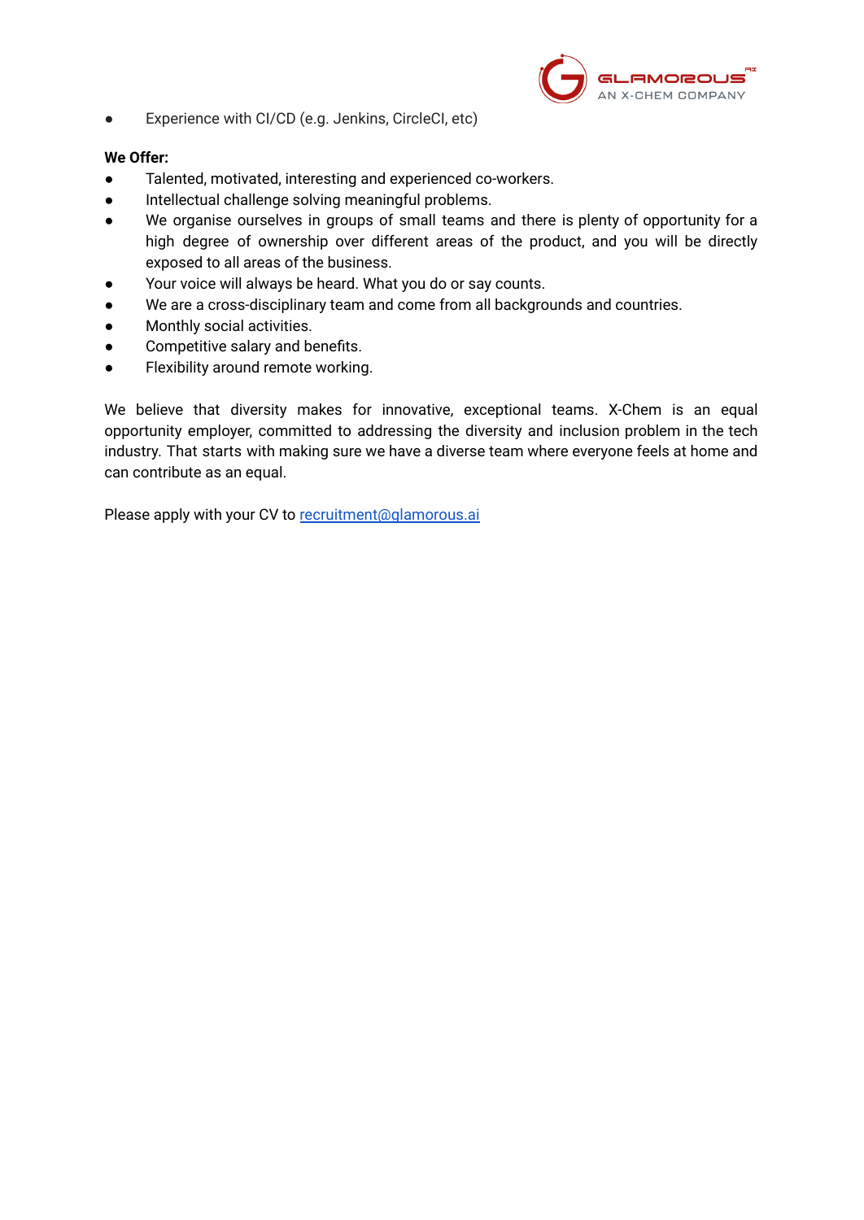- Experience with CI/CD (e.g. Jenkins, CircleCI, etc)

**We Offer:**

- Talented, motivated, interesting and experienced co-workers.
- Intellectual challenge solving meaningful problems.
- We organise ourselves in groups of small teams and there is plenty of opportunity for a high degree of ownership over different areas of the product, and you will be directly exposed to all areas of the business.
- Your voice will always be heard. What you do or say counts.
- We are a cross-disciplinary team and come from all backgrounds and countries.
- Monthly social activities.
- Competitive salary and benefits.
- Flexibility around remote working.

We believe that diversity makes for innovative, exceptional teams. X-Chem is an equal opportunity employer, committed to addressing the diversity and inclusion problem in the tech industry. That starts with making sure we have a diverse team where everyone feels at home and can contribute as an equal.

Please apply with your CV to recruitment@glamorous.ai